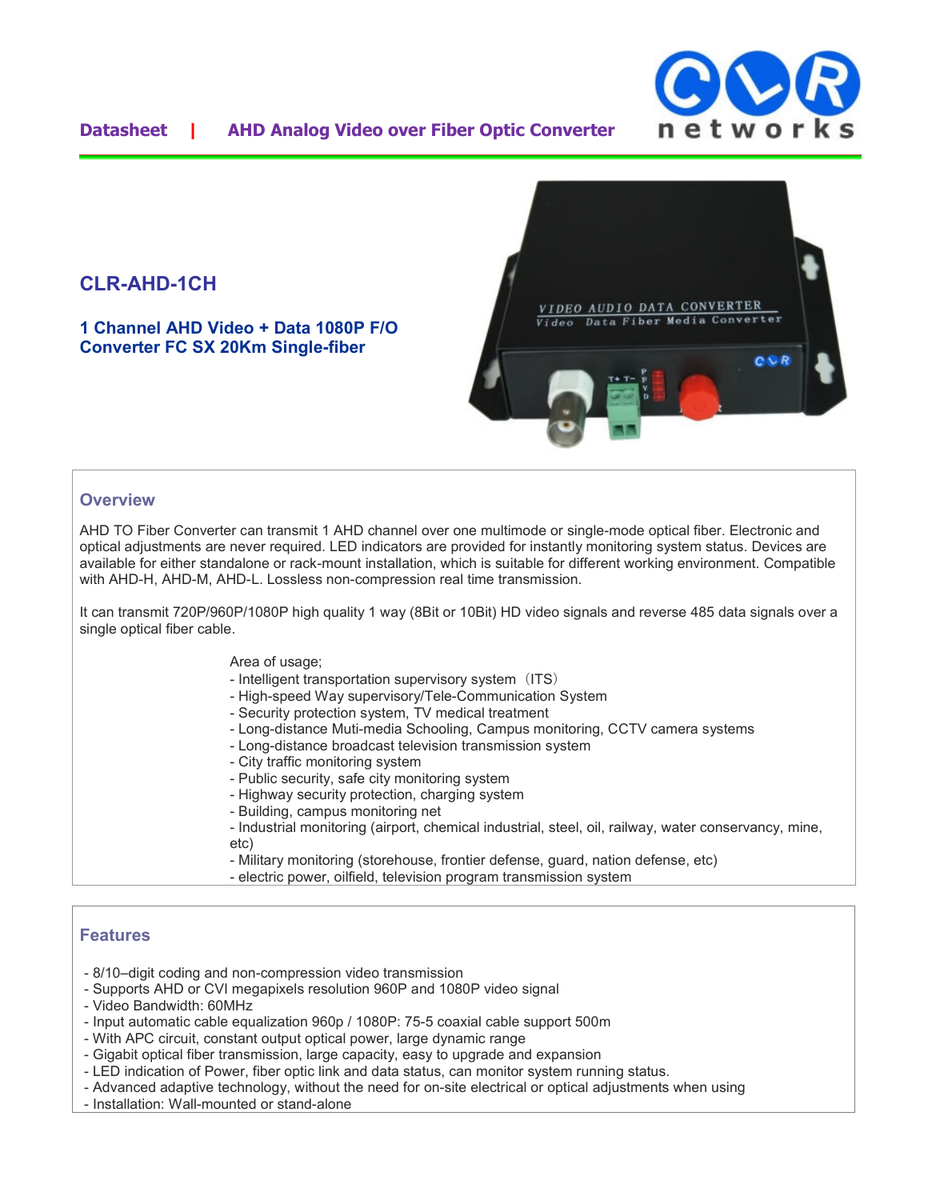Datasheet | AHD Analog Video over Fiber Optic Converter

# CLR-AHD-1CH

### 1 Channel AHD Video + Data 1080P F/O Converter FC SX 20Km Single-fiber

## Overview

AHD TO Fiber Converter can transmit 1 AHD channel over one multimode or single-mode optical fiber. Electronic and optical adjustments are never required. LED indicators are provided for instantly monitoring system status. Devices are available for either standalone or rack-mount installation, which is suitable for different working environment. Compatible with AHD-H, AHD-M, AHD-L. Lossless non-compression real time transmission.

It can transmit 720P/960P/1080P high quality 1 way (8Bit or 10Bit) HD video signals and reverse 485 data signals over a single optical fiber cable.

Area of usage;
- Intelligent transportation supervisory system（ITS）
- High-speed Way supervisory/Tele-Communication System
- Security protection system, TV medical treatment
- Long-distance Muti-media Schooling, Campus monitoring, CCTV camera systems
- Long-distance broadcast television transmission system
- City traffic monitoring system
- Public security, safe city monitoring system
- Highway security protection, charging system
- Building, campus monitoring net
- Industrial monitoring (airport, chemical industrial, steel, oil, railway, water conservancy, mine, etc)
- Military monitoring (storehouse, frontier defense, guard, nation defense, etc)
- electric power, oilfield, television program transmission system

## Features

- 8/10–digit coding and non-compression video transmission
- Supports AHD or CVI megapixels resolution 960P and 1080P video signal
- Video Bandwidth: 60MHz
- Input automatic cable equalization 960p / 1080P: 75-5 coaxial cable support 500m
- With APC circuit, constant output optical power, large dynamic range
- Gigabit optical fiber transmission, large capacity, easy to upgrade and expansion
- LED indication of Power, fiber optic link and data status, can monitor system running status.
- Advanced adaptive technology, without the need for on-site electrical or optical adjustments when using
- Installation: Wall-mounted or stand-alone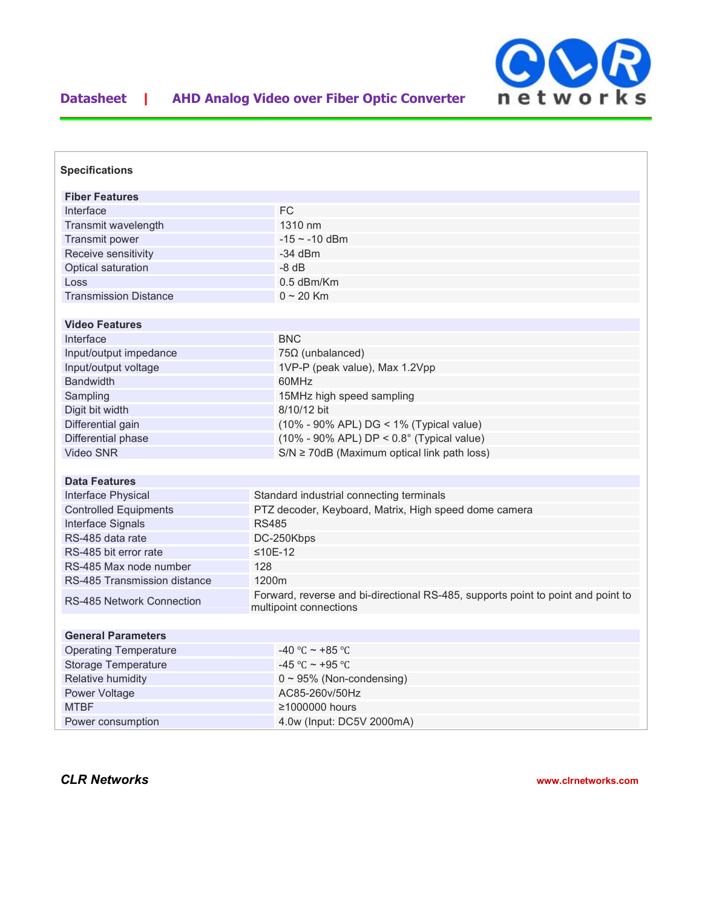## Specifications

| Fiber Features | |
|---|---|
| Interface | FC |
| Transmit wavelength | 1310 nm |
| Transmit power | -15 ~ -10 dBm |
| Receive sensitivity | -34 dBm |
| Optical saturation | -8 dB |
| Loss | 0.5 dBm/Km |
| Transmission Distance | 0 ~ 20 Km |

| Video Features | |
|---|---|
| Interface | BNC |
| Input/output impedance | 75Ω (unbalanced) |
| Input/output voltage | 1VP-P (peak value), Max 1.2Vpp |
| Bandwidth | 60MHz |
| Sampling | 15MHz high speed sampling |
| Digit bit width | 8/10/12 bit |
| Differential gain | (10% - 90% APL) DG < 1% (Typical value) |
| Differential phase | (10% - 90% APL) DP < 0.8° (Typical value) |
| Video SNR | S/N ≥ 70dB (Maximum optical link path loss) |

| Data Features | |
|---|---|
| Interface Physical | Standard industrial connecting terminals |
| Controlled Equipments | PTZ decoder, Keyboard, Matrix, High speed dome camera |
| Interface Signals | RS485 |
| RS-485 data rate | DC-250Kbps |
| RS-485 bit error rate | ≤10E-12 |
| RS-485 Max node number | 128 |
| RS-485 Transmission distance | 1200m |
| RS-485 Network Connection | Forward, reverse and bi-directional RS-485, supports point to point and point to multipoint connections |

| General Parameters | |
|---|---|
| Operating Temperature | -40 ℃ ~ +85 ℃ |
| Storage Temperature | -45 ℃ ~ +95 ℃ |
| Relative humidity | 0 ~ 95% (Non-condensing) |
| Power Voltage | AC85-260v/50Hz |
| MTBF | ≥1000000 hours |
| Power consumption | 4.0w (Input: DC5V 2000mA) |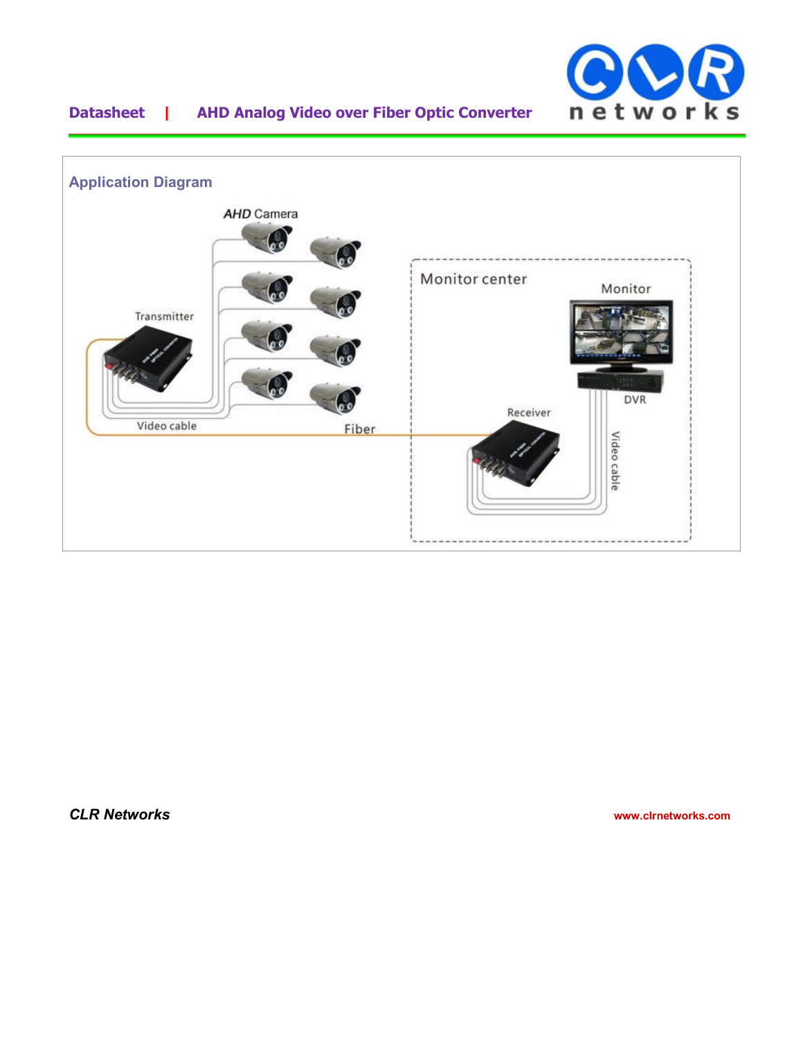## Application Diagram

AHD Camera

Transmitter

Video cable

Fiber

Monitor center

Monitor

DVR

Receiver

Video cable